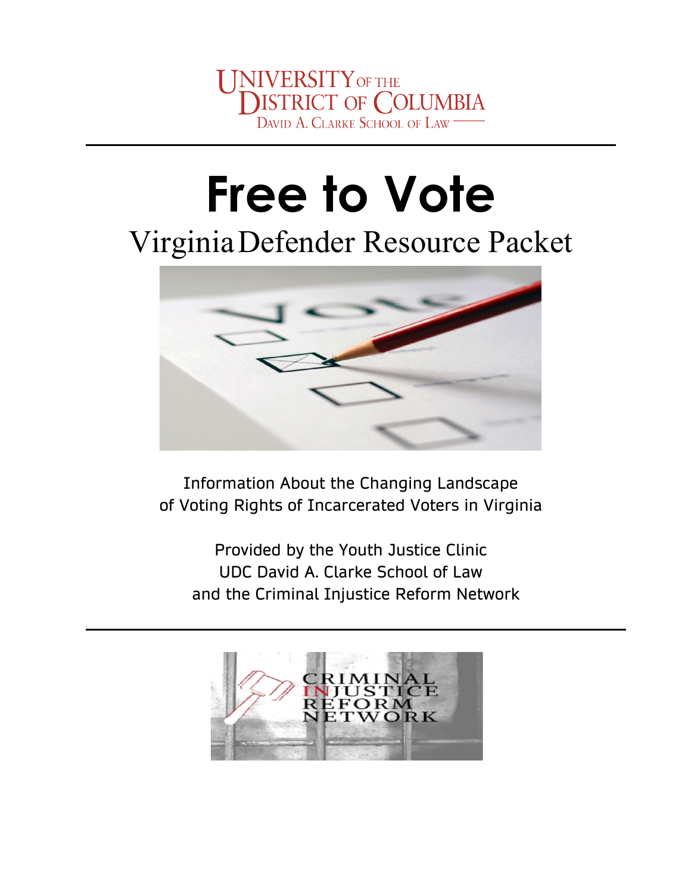UNIVERSITY OF THE DISTRICT OF COLUMBIA
DAVID A. CLARKE SCHOOL OF LAW

# Free to Vote

## Virginia Defender Resource Packet

Information About the Changing Landscape of Voting Rights of Incarcerated Voters in Virginia

Provided by the Youth Justice Clinic
UDC David A. Clarke School of Law
and the Criminal Injustice Reform Network

CRIMINAL INJUSTICE REFORM NETWORK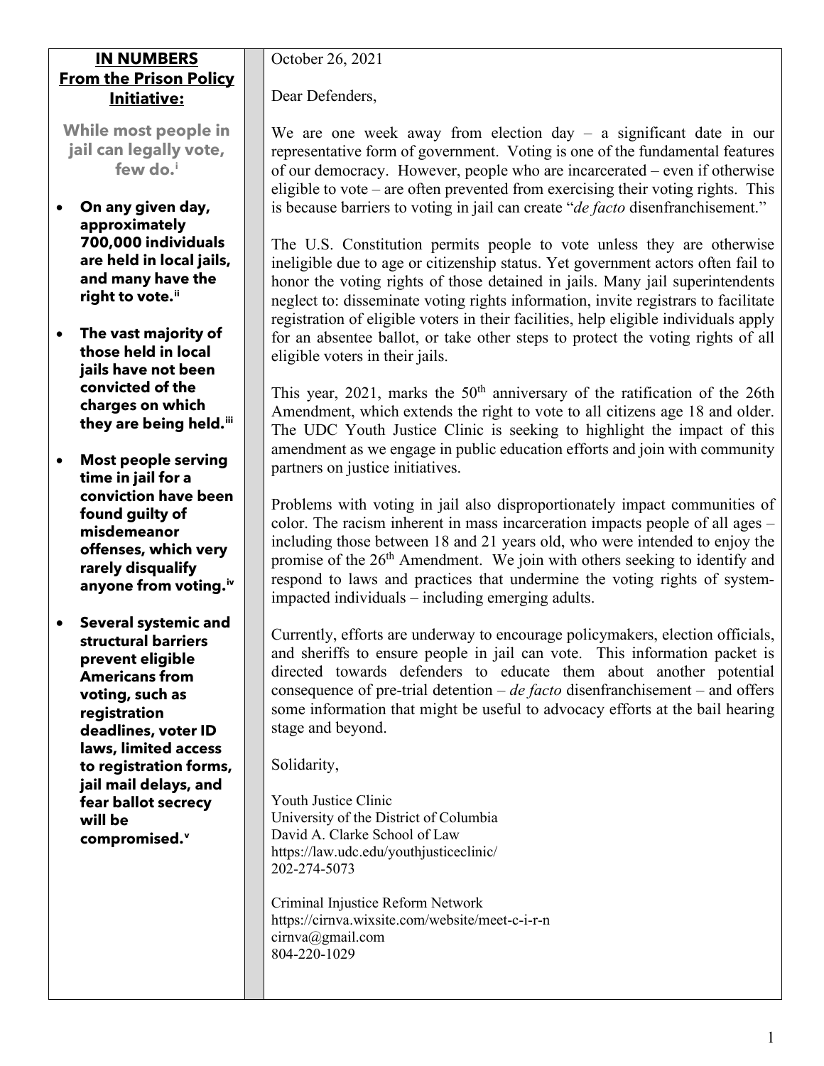**IN NUMBERS**
**From the Prison Policy Initiative:**

**While most people in jail can legally vote, few do.**[i]

- **On any given day, approximately 700,000 individuals are held in local jails, and many have the right to vote.**[ii]
- **The vast majority of those held in local jails have not been convicted of the charges on which they are being held.**[iii]
- **Most people serving time in jail for a conviction have been found guilty of misdemeanor offenses, which very rarely disqualify anyone from voting.**[iv]
- **Several systemic and structural barriers prevent eligible Americans from voting, such as registration deadlines, voter ID laws, limited access to registration forms, jail mail delays, and fear ballot secrecy will be compromised.**[v]

October 26, 2021

Dear Defenders,

We are one week away from election day – a significant date in our representative form of government. Voting is one of the fundamental features of our democracy. However, people who are incarcerated – even if otherwise eligible to vote – are often prevented from exercising their voting rights. This is because barriers to voting in jail can create "*de facto* disenfranchisement."

The U.S. Constitution permits people to vote unless they are otherwise ineligible due to age or citizenship status. Yet government actors often fail to honor the voting rights of those detained in jails. Many jail superintendents neglect to: disseminate voting rights information, invite registrars to facilitate registration of eligible voters in their facilities, help eligible individuals apply for an absentee ballot, or take other steps to protect the voting rights of all eligible voters in their jails.

This year, 2021, marks the 50th anniversary of the ratification of the 26th Amendment, which extends the right to vote to all citizens age 18 and older. The UDC Youth Justice Clinic is seeking to highlight the impact of this amendment as we engage in public education efforts and join with community partners on justice initiatives.

Problems with voting in jail also disproportionately impact communities of color. The racism inherent in mass incarceration impacts people of all ages – including those between 18 and 21 years old, who were intended to enjoy the promise of the 26th Amendment. We join with others seeking to identify and respond to laws and practices that undermine the voting rights of system-impacted individuals – including emerging adults.

Currently, efforts are underway to encourage policymakers, election officials, and sheriffs to ensure people in jail can vote. This information packet is directed towards defenders to educate them about another potential consequence of pre-trial detention – *de facto* disenfranchisement – and offers some information that might be useful to advocacy efforts at the bail hearing stage and beyond.

Solidarity,

Youth Justice Clinic
University of the District of Columbia
David A. Clarke School of Law
https://law.udc.edu/youthjusticeclinic/
202-274-5073

Criminal Injustice Reform Network
https://cirnva.wixsite.com/website/meet-c-i-r-n
cirnva@gmail.com
804-220-1029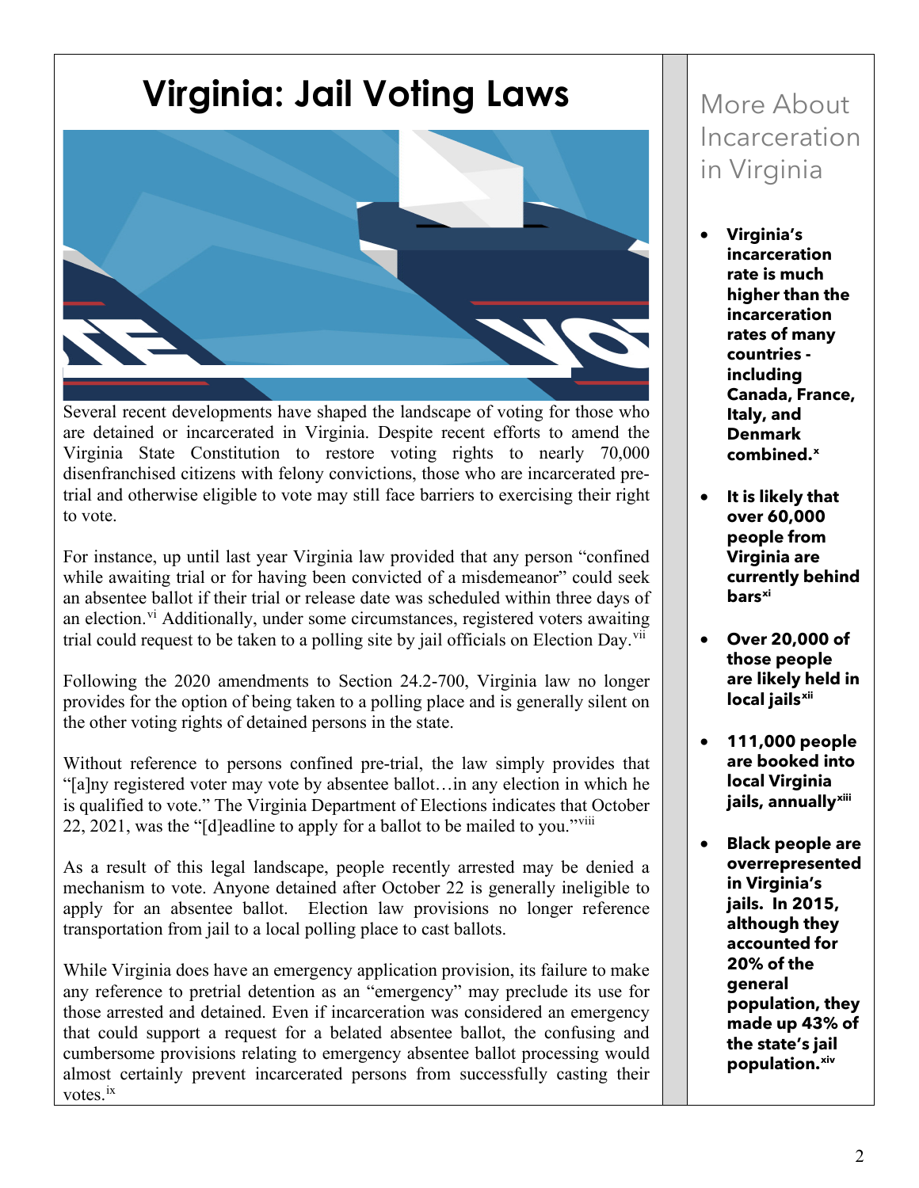# Virginia: Jail Voting Laws

Several recent developments have shaped the landscape of voting for those who are detained or incarcerated in Virginia. Despite recent efforts to amend the Virginia State Constitution to restore voting rights to nearly 70,000 disenfranchised citizens with felony convictions, those who are incarcerated pre-trial and otherwise eligible to vote may still face barriers to exercising their right to vote.

For instance, up until last year Virginia law provided that any person "confined while awaiting trial or for having been convicted of a misdemeanor" could seek an absentee ballot if their trial or release date was scheduled within three days of an election.[vi] Additionally, under some circumstances, registered voters awaiting trial could request to be taken to a polling site by jail officials on Election Day.[vii]

Following the 2020 amendments to Section 24.2-700, Virginia law no longer provides for the option of being taken to a polling place and is generally silent on the other voting rights of detained persons in the state.

Without reference to persons confined pre-trial, the law simply provides that "[a]ny registered voter may vote by absentee ballot…in any election in which he is qualified to vote." The Virginia Department of Elections indicates that October 22, 2021, was the "[d]eadline to apply for a ballot to be mailed to you."[viii]

As a result of this legal landscape, people recently arrested may be denied a mechanism to vote. Anyone detained after October 22 is generally ineligible to apply for an absentee ballot. Election law provisions no longer reference transportation from jail to a local polling place to cast ballots.

While Virginia does have an emergency application provision, its failure to make any reference to pretrial detention as an "emergency" may preclude its use for those arrested and detained. Even if incarceration was considered an emergency that could support a request for a belated absentee ballot, the confusing and cumbersome provisions relating to emergency absentee ballot processing would almost certainly prevent incarcerated persons from successfully casting their votes.[ix]

## More About Incarceration in Virginia

- **Virginia's incarceration rate is much higher than the incarceration rates of many countries - including Canada, France, Italy, and Denmark combined.[x]**
- **It is likely that over 60,000 people from Virginia are currently behind bars[xi]**
- **Over 20,000 of those people are likely held in local jails[xii]**
- **111,000 people are booked into local Virginia jails, annually[xiii]**
- **Black people are overrepresented in Virginia's jails. In 2015, although they accounted for 20% of the general population, they made up 43% of the state's jail population.[xiv]**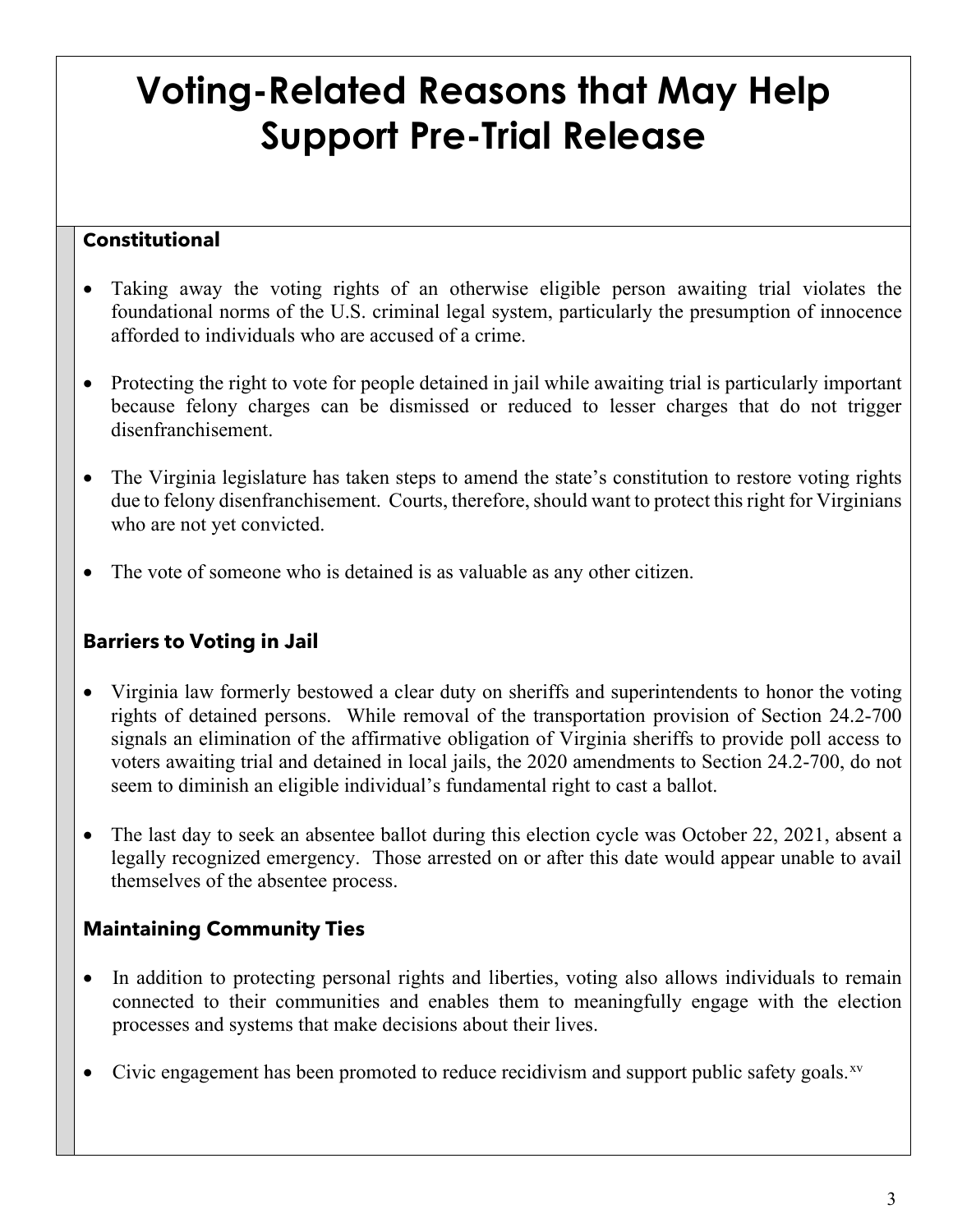# Voting-Related Reasons that May Help Support Pre-Trial Release

### Constitutional

- Taking away the voting rights of an otherwise eligible person awaiting trial violates the foundational norms of the U.S. criminal legal system, particularly the presumption of innocence afforded to individuals who are accused of a crime.
- Protecting the right to vote for people detained in jail while awaiting trial is particularly important because felony charges can be dismissed or reduced to lesser charges that do not trigger disenfranchisement.
- The Virginia legislature has taken steps to amend the state's constitution to restore voting rights due to felony disenfranchisement. Courts, therefore, should want to protect this right for Virginians who are not yet convicted.
- The vote of someone who is detained is as valuable as any other citizen.

### Barriers to Voting in Jail

- Virginia law formerly bestowed a clear duty on sheriffs and superintendents to honor the voting rights of detained persons. While removal of the transportation provision of Section 24.2-700 signals an elimination of the affirmative obligation of Virginia sheriffs to provide poll access to voters awaiting trial and detained in local jails, the 2020 amendments to Section 24.2-700, do not seem to diminish an eligible individual's fundamental right to cast a ballot.
- The last day to seek an absentee ballot during this election cycle was October 22, 2021, absent a legally recognized emergency. Those arrested on or after this date would appear unable to avail themselves of the absentee process.

### Maintaining Community Ties

- In addition to protecting personal rights and liberties, voting also allows individuals to remain connected to their communities and enables them to meaningfully engage with the election processes and systems that make decisions about their lives.
- Civic engagement has been promoted to reduce recidivism and support public safety goals.[xv]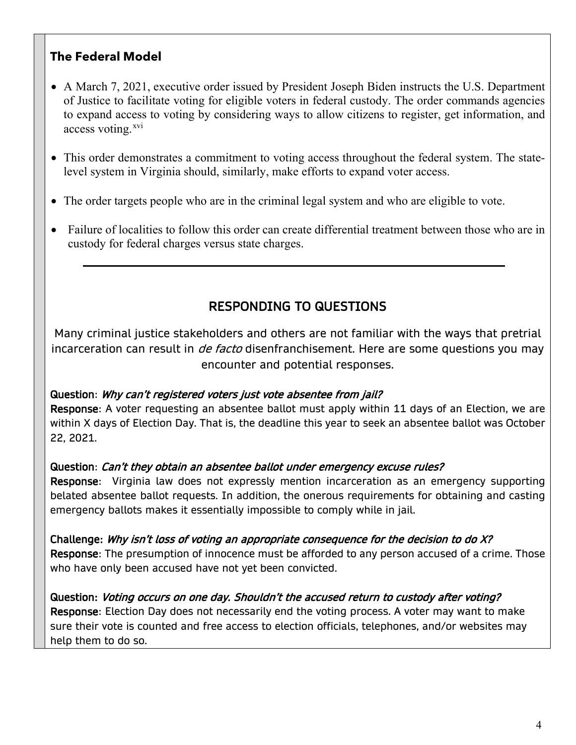### The Federal Model

- A March 7, 2021, executive order issued by President Joseph Biden instructs the U.S. Department of Justice to facilitate voting for eligible voters in federal custody. The order commands agencies to expand access to voting by considering ways to allow citizens to register, get information, and access voting.[xvi]
- This order demonstrates a commitment to voting access throughout the federal system. The state-level system in Virginia should, similarly, make efforts to expand voter access.
- The order targets people who are in the criminal legal system and who are eligible to vote.
- Failure of localities to follow this order can create differential treatment between those who are in custody for federal charges versus state charges.

---

## RESPONDING TO QUESTIONS

Many criminal justice stakeholders and others are not familiar with the ways that pretrial incarceration can result in *de facto* disenfranchisement. Here are some questions you may encounter and potential responses.

**Question**: *Why can't registered voters just vote absentee from jail?*
**Response**: A voter requesting an absentee ballot must apply within 11 days of an Election, we are within X days of Election Day. That is, the deadline this year to seek an absentee ballot was October 22, 2021.

**Question**: *Can't they obtain an absentee ballot under emergency excuse rules?*
**Response**: Virginia law does not expressly mention incarceration as an emergency supporting belated absentee ballot requests. In addition, the onerous requirements for obtaining and casting emergency ballots makes it essentially impossible to comply while in jail.

**Challenge**: *Why isn't loss of voting an appropriate consequence for the decision to do X?*
**Response**: The presumption of innocence must be afforded to any person accused of a crime. Those who have only been accused have not yet been convicted.

**Question**: *Voting occurs on one day. Shouldn't the accused return to custody after voting?*
**Response**: Election Day does not necessarily end the voting process. A voter may want to make sure their vote is counted and free access to election officials, telephones, and/or websites may help them to do so.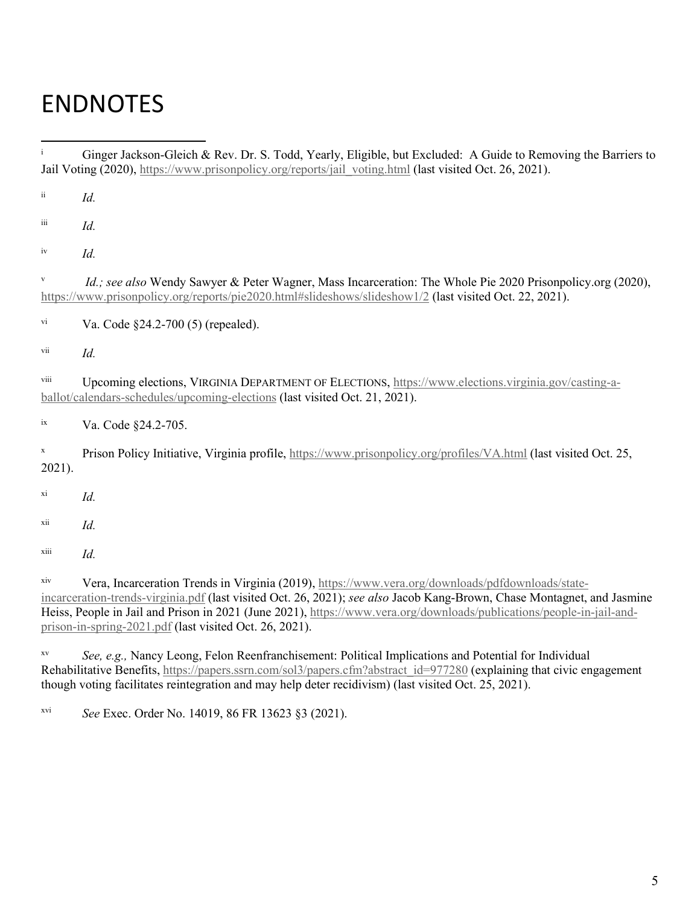# ENDNOTES

[i] Ginger Jackson-Gleich & Rev. Dr. S. Todd, Yearly, Eligible, but Excluded: A Guide to Removing the Barriers to Jail Voting (2020), https://www.prisonpolicy.org/reports/jail_voting.html (last visited Oct. 26, 2021).

[ii] *Id.*

[iii] *Id.*

[iv] *Id.*

[v] *Id.; see also* Wendy Sawyer & Peter Wagner, Mass Incarceration: The Whole Pie 2020 Prisonpolicy.org (2020), https://www.prisonpolicy.org/reports/pie2020.html#slideshows/slideshow1/2 (last visited Oct. 22, 2021).

[vi] Va. Code §24.2-700 (5) (repealed).

[vii] *Id.*

[viii] Upcoming elections, VIRGINIA DEPARTMENT OF ELECTIONS, https://www.elections.virginia.gov/casting-a-ballot/calendars-schedules/upcoming-elections (last visited Oct. 21, 2021).

[ix] Va. Code §24.2-705.

[x] Prison Policy Initiative, Virginia profile, https://www.prisonpolicy.org/profiles/VA.html (last visited Oct. 25, 2021).

[xi] *Id.*

[xii] *Id.*

[xiii] *Id.*

[xiv] Vera, Incarceration Trends in Virginia (2019), https://www.vera.org/downloads/pdfdownloads/state-incarceration-trends-virginia.pdf (last visited Oct. 26, 2021); *see also* Jacob Kang-Brown, Chase Montagnet, and Jasmine Heiss, People in Jail and Prison in 2021 (June 2021), https://www.vera.org/downloads/publications/people-in-jail-and-prison-in-spring-2021.pdf (last visited Oct. 26, 2021).

[xv] *See, e.g.,* Nancy Leong, Felon Reenfranchisement: Political Implications and Potential for Individual Rehabilitative Benefits, https://papers.ssrn.com/sol3/papers.cfm?abstract_id=977280 (explaining that civic engagement though voting facilitates reintegration and may help deter recidivism) (last visited Oct. 25, 2021).

[xvi] *See* Exec. Order No. 14019, 86 FR 13623 §3 (2021).